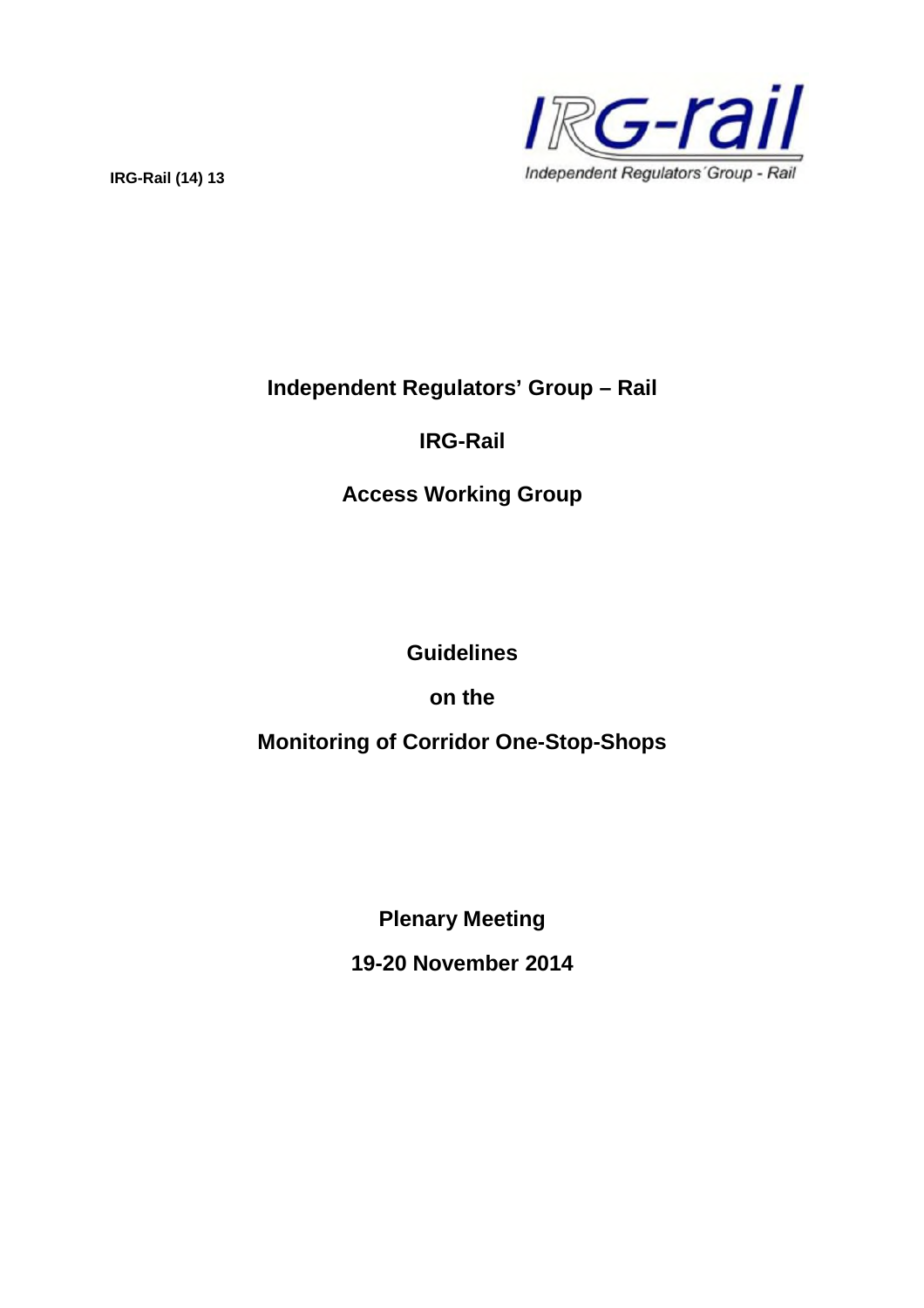IRG-Rail (14) 13

# Independent Regulators' Group – Rail

## IRG-Rail

## Access Working Group

# Guidelines

# on the

# Monitoring of Corridor One-Stop-Shops

**Plenary Meeting**

**19-20 November 2014**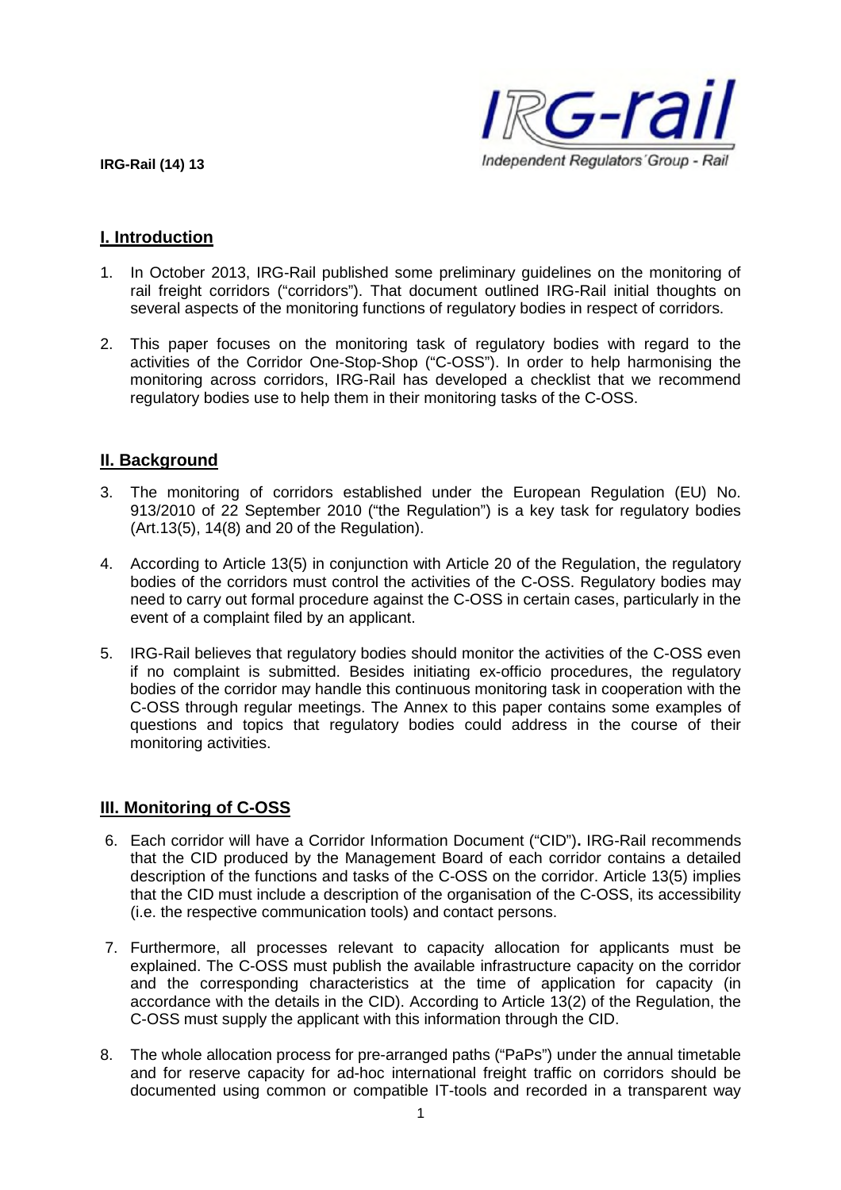**IRG-Rail (14) 13**

## I. Introduction

1. In October 2013, IRG-Rail published some preliminary guidelines on the monitoring of rail freight corridors ("corridors"). That document outlined IRG-Rail initial thoughts on several aspects of the monitoring functions of regulatory bodies in respect of corridors.

2. This paper focuses on the monitoring task of regulatory bodies with regard to the activities of the Corridor One-Stop-Shop ("C-OSS"). In order to help harmonising the monitoring across corridors, IRG-Rail has developed a checklist that we recommend regulatory bodies use to help them in their monitoring tasks of the C-OSS.

## II. Background

3. The monitoring of corridors established under the European Regulation (EU) No. 913/2010 of 22 September 2010 ("the Regulation") is a key task for regulatory bodies (Art.13(5), 14(8) and 20 of the Regulation).

4. According to Article 13(5) in conjunction with Article 20 of the Regulation, the regulatory bodies of the corridors must control the activities of the C-OSS. Regulatory bodies may need to carry out formal procedure against the C-OSS in certain cases, particularly in the event of a complaint filed by an applicant.

5. IRG-Rail believes that regulatory bodies should monitor the activities of the C-OSS even if no complaint is submitted. Besides initiating ex-officio procedures, the regulatory bodies of the corridor may handle this continuous monitoring task in cooperation with the C-OSS through regular meetings. The Annex to this paper contains some examples of questions and topics that regulatory bodies could address in the course of their monitoring activities.

## III. Monitoring of C-OSS

6. Each corridor will have a Corridor Information Document ("CID"). IRG-Rail recommends that the CID produced by the Management Board of each corridor contains a detailed description of the functions and tasks of the C-OSS on the corridor. Article 13(5) implies that the CID must include a description of the organisation of the C-OSS, its accessibility (i.e. the respective communication tools) and contact persons.

7. Furthermore, all processes relevant to capacity allocation for applicants must be explained. The C-OSS must publish the available infrastructure capacity on the corridor and the corresponding characteristics at the time of application for capacity (in accordance with the details in the CID). According to Article 13(2) of the Regulation, the C-OSS must supply the applicant with this information through the CID.

8. The whole allocation process for pre-arranged paths ("PaPs") under the annual timetable and for reserve capacity for ad-hoc international freight traffic on corridors should be documented using common or compatible IT-tools and recorded in a transparent way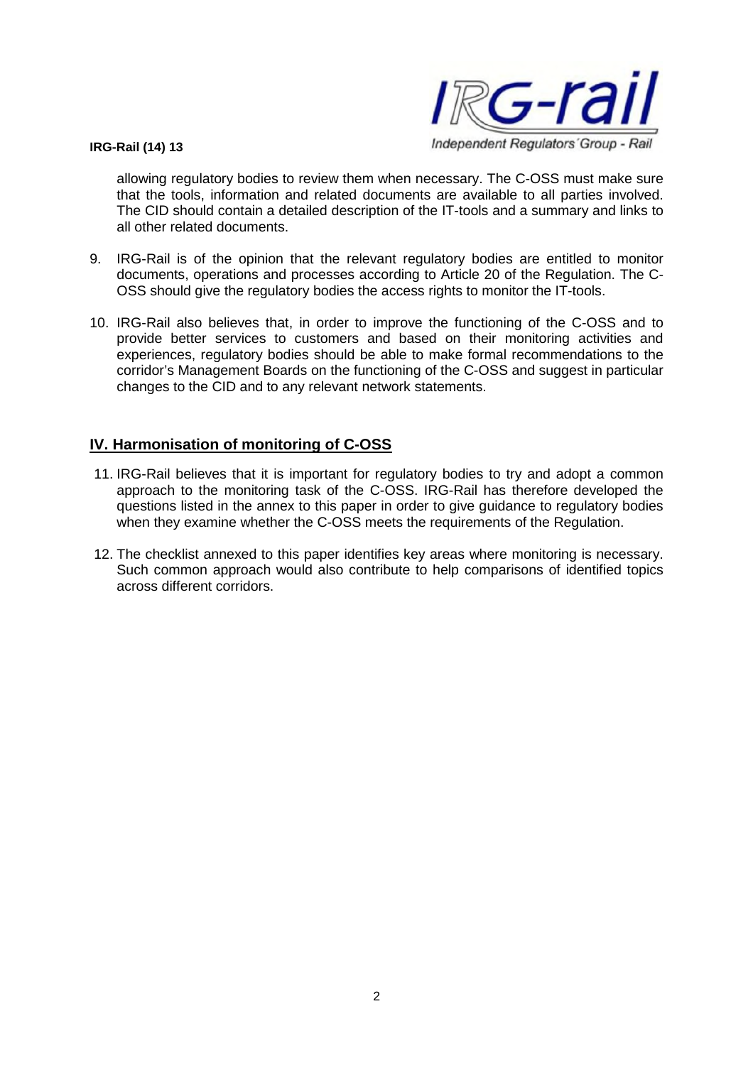allowing regulatory bodies to review them when necessary. The C-OSS must make sure that the tools, information and related documents are available to all parties involved. The CID should contain a detailed description of the IT-tools and a summary and links to all other related documents.

9. IRG-Rail is of the opinion that the relevant regulatory bodies are entitled to monitor documents, operations and processes according to Article 20 of the Regulation. The C-OSS should give the regulatory bodies the access rights to monitor the IT-tools.

10. IRG-Rail also believes that, in order to improve the functioning of the C-OSS and to provide better services to customers and based on their monitoring activities and experiences, regulatory bodies should be able to make formal recommendations to the corridor's Management Boards on the functioning of the C-OSS and suggest in particular changes to the CID and to any relevant network statements.

## IV. Harmonisation of monitoring of C-OSS

11. IRG-Rail believes that it is important for regulatory bodies to try and adopt a common approach to the monitoring task of the C-OSS. IRG-Rail has therefore developed the questions listed in the annex to this paper in order to give guidance to regulatory bodies when they examine whether the C-OSS meets the requirements of the Regulation.

12. The checklist annexed to this paper identifies key areas where monitoring is necessary. Such common approach would also contribute to help comparisons of identified topics across different corridors.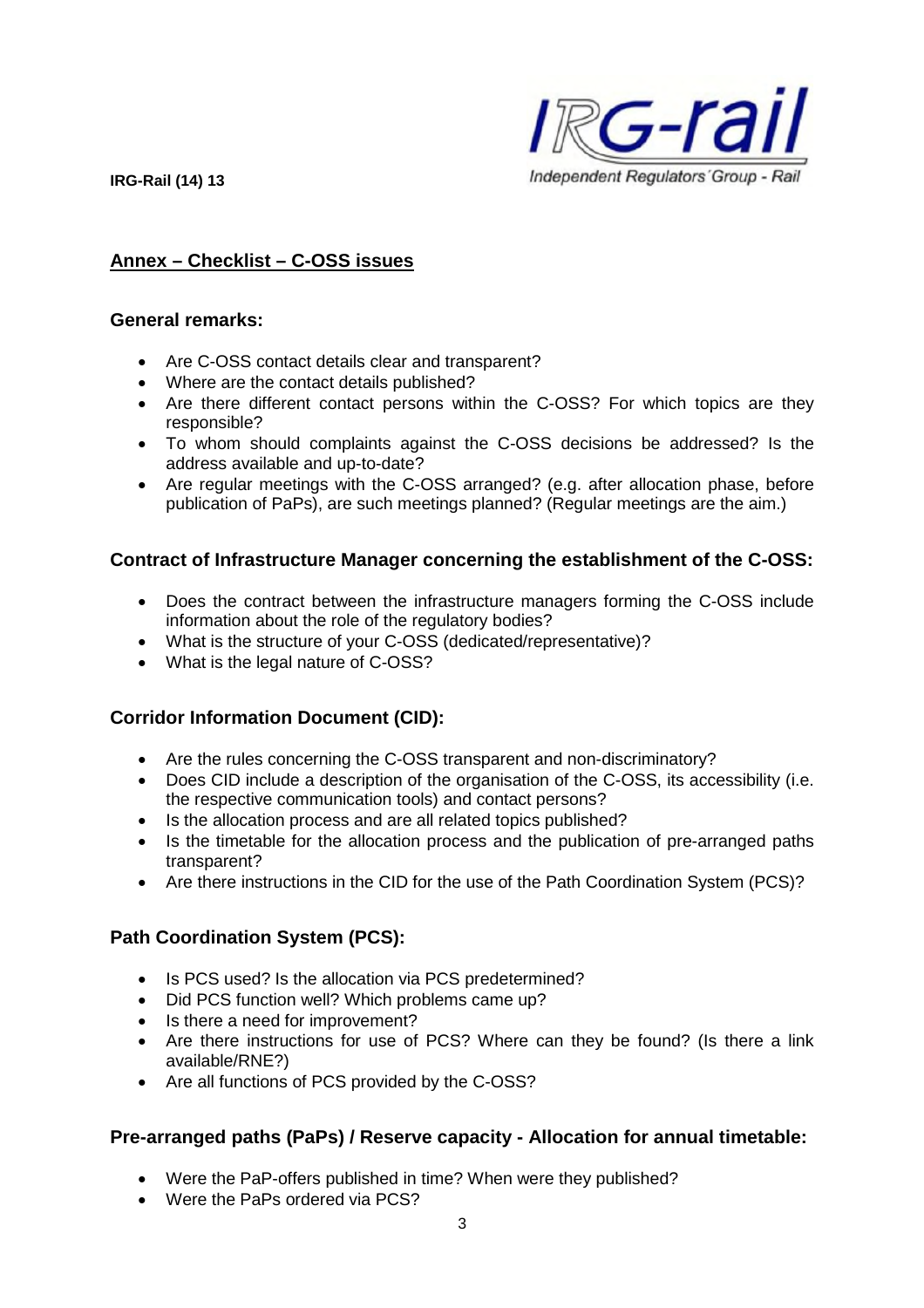## Annex – Checklist – C-OSS issues

### General remarks:

- Are C-OSS contact details clear and transparent?
- Where are the contact details published?
- Are there different contact persons within the C-OSS? For which topics are they responsible?
- To whom should complaints against the C-OSS decisions be addressed? Is the address available and up-to-date?
- Are regular meetings with the C-OSS arranged? (e.g. after allocation phase, before publication of PaPs), are such meetings planned? (Regular meetings are the aim.)

### Contract of Infrastructure Manager concerning the establishment of the C-OSS:

- Does the contract between the infrastructure managers forming the C-OSS include information about the role of the regulatory bodies?
- What is the structure of your C-OSS (dedicated/representative)?
- What is the legal nature of C-OSS?

### Corridor Information Document (CID):

- Are the rules concerning the C-OSS transparent and non-discriminatory?
- Does CID include a description of the organisation of the C-OSS, its accessibility (i.e. the respective communication tools) and contact persons?
- Is the allocation process and are all related topics published?
- Is the timetable for the allocation process and the publication of pre-arranged paths transparent?
- Are there instructions in the CID for the use of the Path Coordination System (PCS)?

### Path Coordination System (PCS):

- Is PCS used? Is the allocation via PCS predetermined?
- Did PCS function well? Which problems came up?
- Is there a need for improvement?
- Are there instructions for use of PCS? Where can they be found? (Is there a link available/RNE?)
- Are all functions of PCS provided by the C-OSS?

### Pre-arranged paths (PaPs) / Reserve capacity - Allocation for annual timetable:

- Were the PaP-offers published in time? When were they published?
- Were the PaPs ordered via PCS?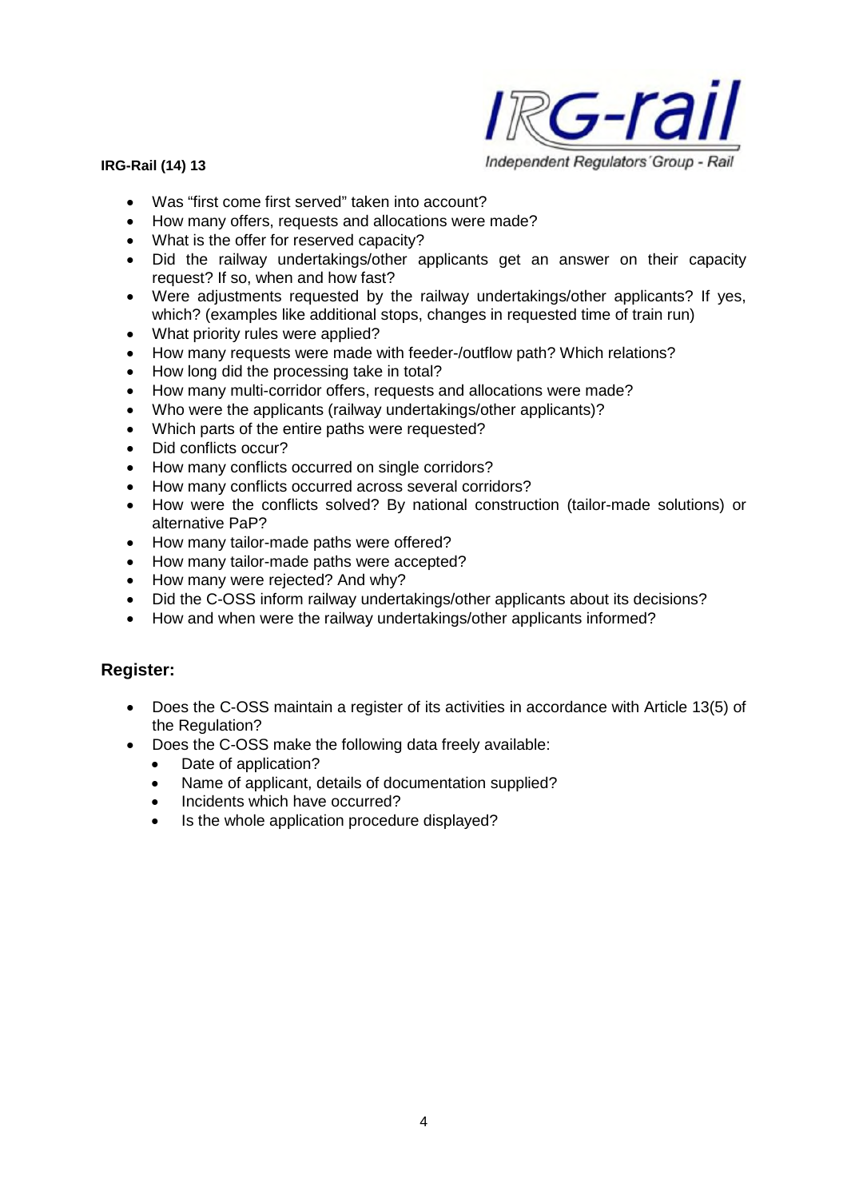- Was "first come first served" taken into account?
- How many offers, requests and allocations were made?
- What is the offer for reserved capacity?
- Did the railway undertakings/other applicants get an answer on their capacity request? If so, when and how fast?
- Were adjustments requested by the railway undertakings/other applicants? If yes, which? (examples like additional stops, changes in requested time of train run)
- What priority rules were applied?
- How many requests were made with feeder-/outflow path? Which relations?
- How long did the processing take in total?
- How many multi-corridor offers, requests and allocations were made?
- Who were the applicants (railway undertakings/other applicants)?
- Which parts of the entire paths were requested?
- Did conflicts occur?
- How many conflicts occurred on single corridors?
- How many conflicts occurred across several corridors?
- How were the conflicts solved? By national construction (tailor-made solutions) or alternative PaP?
- How many tailor-made paths were offered?
- How many tailor-made paths were accepted?
- How many were rejected? And why?
- Did the C-OSS inform railway undertakings/other applicants about its decisions?
- How and when were the railway undertakings/other applicants informed?

## Register:

- Does the C-OSS maintain a register of its activities in accordance with Article 13(5) of the Regulation?
- Does the C-OSS make the following data freely available:
  - Date of application?
  - Name of applicant, details of documentation supplied?
  - Incidents which have occurred?
  - Is the whole application procedure displayed?